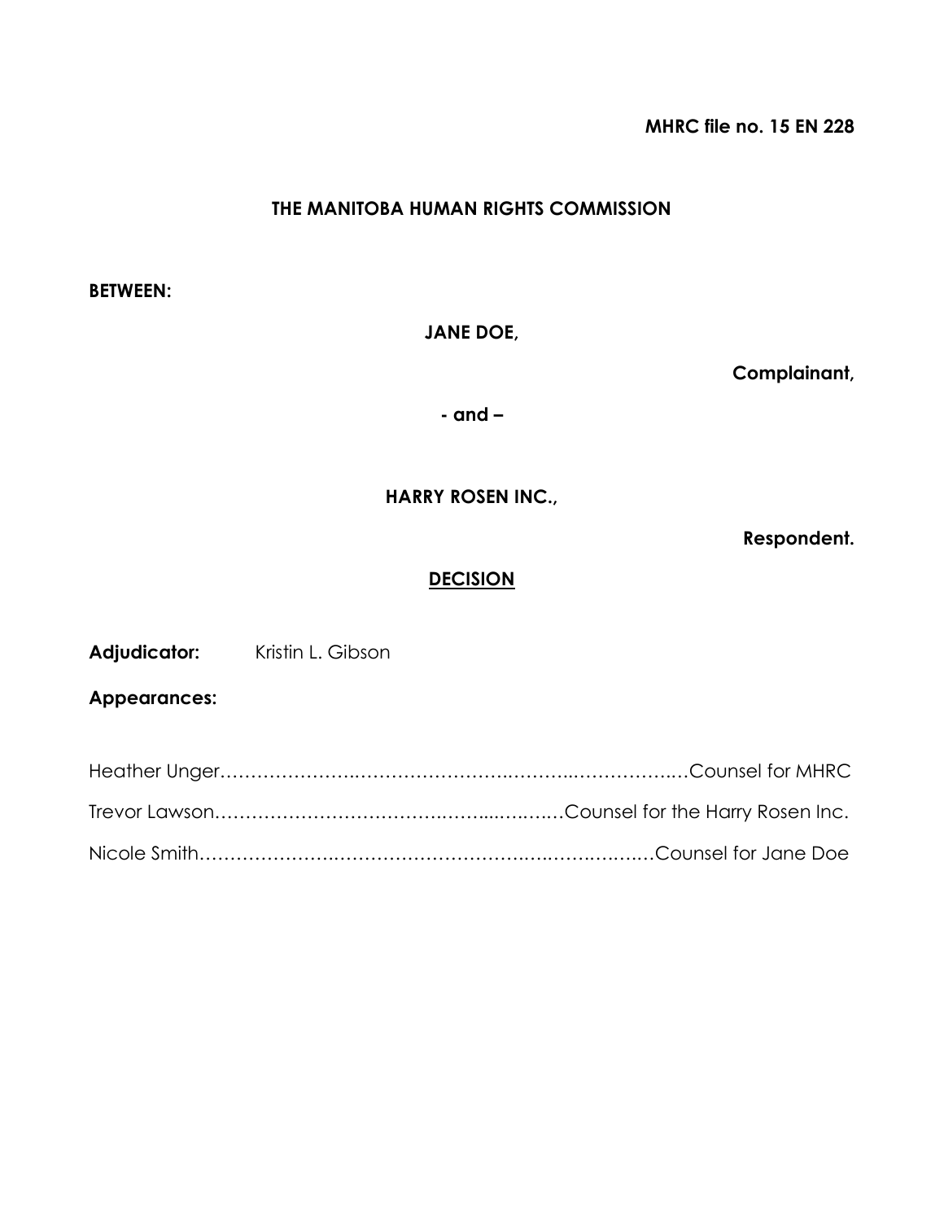**MHRC file no. 15 EN 228**

**THE MANITOBA HUMAN RIGHTS COMMISSION**

**BETWEEN:**

**JANE DOE,**

**Complainant,**

**- and –**

**HARRY ROSEN INC.,**

**Respondent.**

## DECISION

**Adjudicator:** Kristin L. Gibson

**Appearances:**

Heather Unger……………………………………………………………………Counsel for MHRC

Trevor Lawson……………………………………………………Counsel for the Harry Rosen Inc.

Nicole Smith………………………………………………………………Counsel for Jane Doe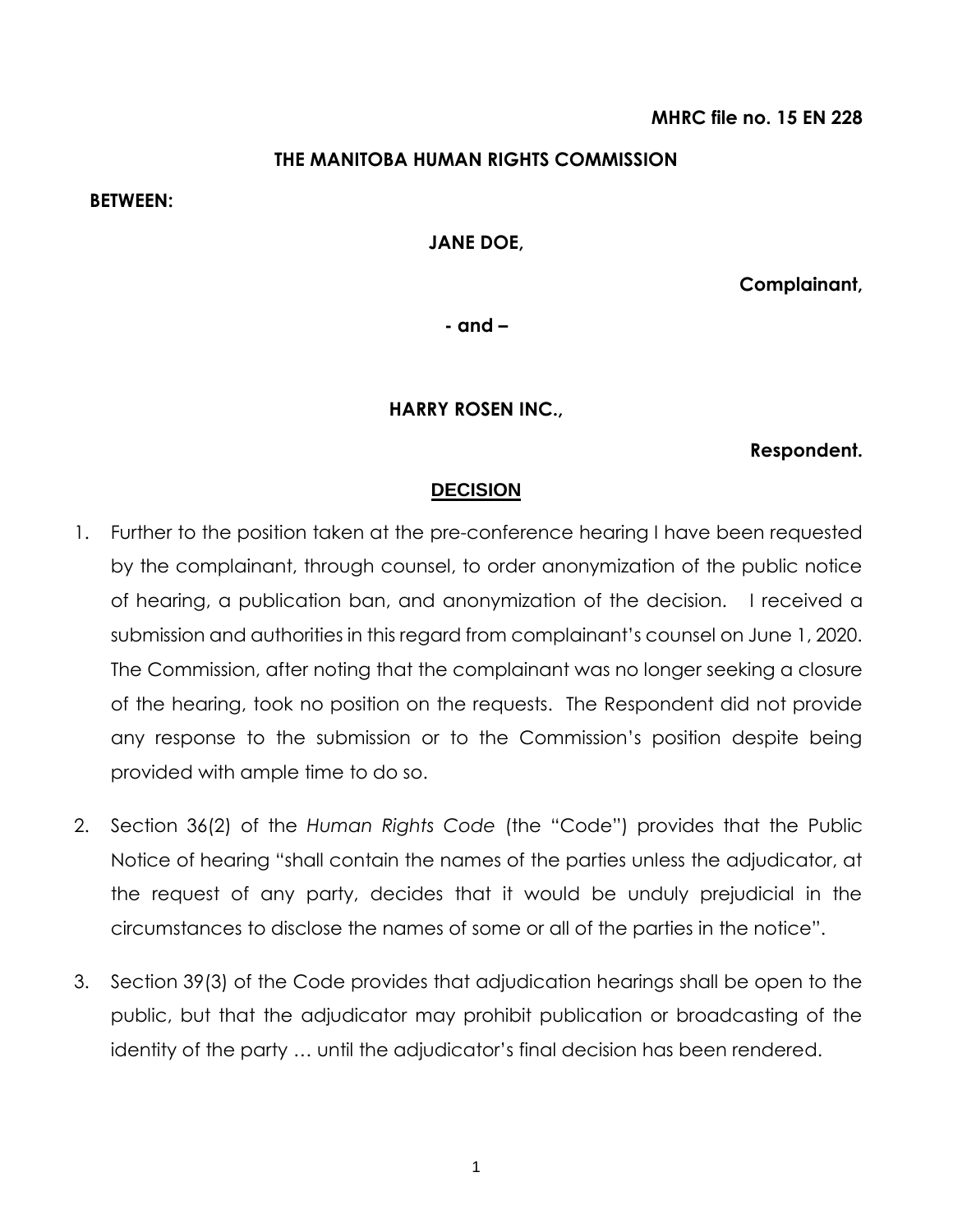**MHRC file no. 15 EN 228**

**THE MANITOBA HUMAN RIGHTS COMMISSION**

**BETWEEN:**

**JANE DOE,**

**Complainant,**

**- and –**

**HARRY ROSEN INC.,**

**Respondent.**

## DECISION

1. Further to the position taken at the pre-conference hearing I have been requested by the complainant, through counsel, to order anonymization of the public notice of hearing, a publication ban, and anonymization of the decision. I received a submission and authorities in this regard from complainant's counsel on June 1, 2020. The Commission, after noting that the complainant was no longer seeking a closure of the hearing, took no position on the requests. The Respondent did not provide any response to the submission or to the Commission's position despite being provided with ample time to do so.

2. Section 36(2) of the *Human Rights Code* (the "Code") provides that the Public Notice of hearing "shall contain the names of the parties unless the adjudicator, at the request of any party, decides that it would be unduly prejudicial in the circumstances to disclose the names of some or all of the parties in the notice".

3. Section 39(3) of the Code provides that adjudication hearings shall be open to the public, but that the adjudicator may prohibit publication or broadcasting of the identity of the party … until the adjudicator's final decision has been rendered.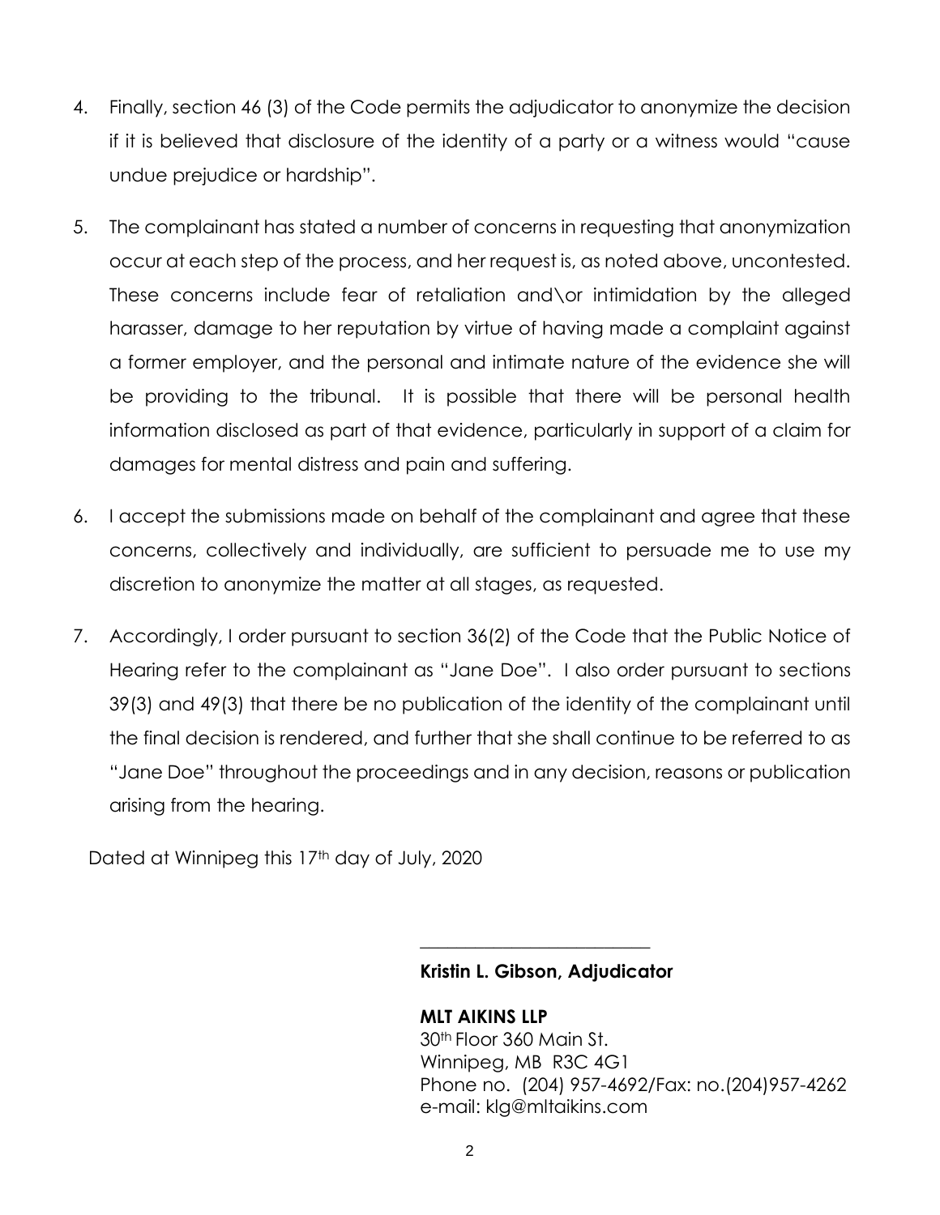4. Finally, section 46 (3) of the Code permits the adjudicator to anonymize the decision if it is believed that disclosure of the identity of a party or a witness would "cause undue prejudice or hardship".

5. The complainant has stated a number of concerns in requesting that anonymization occur at each step of the process, and her request is, as noted above, uncontested. These concerns include fear of retaliation and\or intimidation by the alleged harasser, damage to her reputation by virtue of having made a complaint against a former employer, and the personal and intimate nature of the evidence she will be providing to the tribunal. It is possible that there will be personal health information disclosed as part of that evidence, particularly in support of a claim for damages for mental distress and pain and suffering.

6. I accept the submissions made on behalf of the complainant and agree that these concerns, collectively and individually, are sufficient to persuade me to use my discretion to anonymize the matter at all stages, as requested.

7. Accordingly, I order pursuant to section 36(2) of the Code that the Public Notice of Hearing refer to the complainant as "Jane Doe". I also order pursuant to sections 39(3) and 49(3) that there be no publication of the identity of the complainant until the final decision is rendered, and further that she shall continue to be referred to as "Jane Doe" throughout the proceedings and in any decision, reasons or publication arising from the hearing.

Dated at Winnipeg this 17th day of July, 2020

\_\_\_\_\_\_\_\_\_\_\_\_\_\_\_\_\_\_\_\_\_\_\_\_\_\_

**Kristin L. Gibson, Adjudicator**

**MLT AIKINS LLP**
30th Floor 360 Main St.
Winnipeg, MB R3C 4G1
Phone no. (204) 957-4692/Fax: no.(204)957-4262
e-mail: klg@mltaikins.com